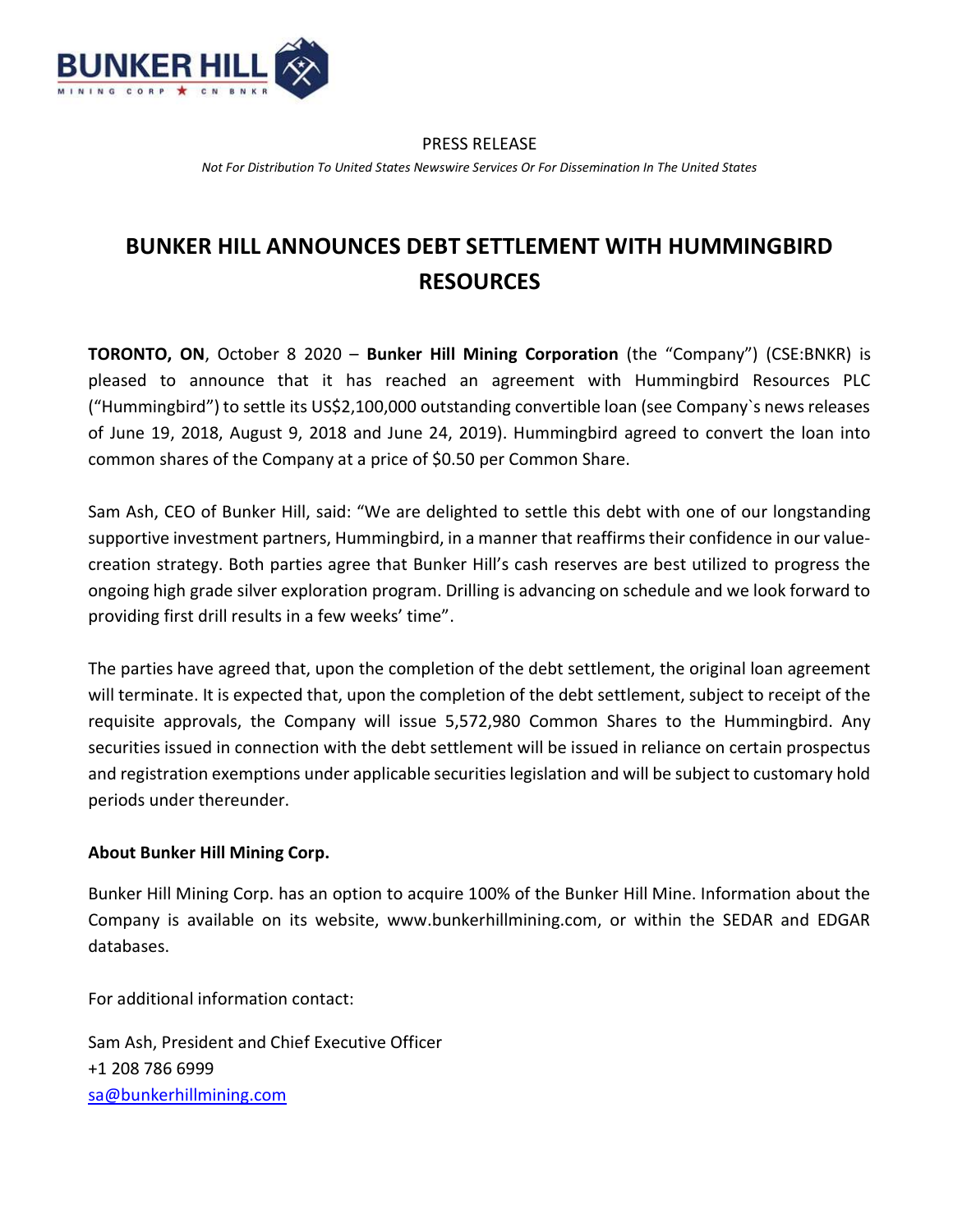PRESS RELEASE

*Not For Distribution To United States Newswire Services Or For Dissemination In The United States*

# BUNKER HILL ANNOUNCES DEBT SETTLEMENT WITH HUMMINGBIRD RESOURCES

**TORONTO, ON**, October 8 2020 – **Bunker Hill Mining Corporation** (the "Company") (CSE:BNKR) is pleased to announce that it has reached an agreement with Hummingbird Resources PLC ("Hummingbird") to settle its US$2,100,000 outstanding convertible loan (see Company`s news releases of June 19, 2018, August 9, 2018 and June 24, 2019). Hummingbird agreed to convert the loan into common shares of the Company at a price of $0.50 per Common Share.

Sam Ash, CEO of Bunker Hill, said: "We are delighted to settle this debt with one of our longstanding supportive investment partners, Hummingbird, in a manner that reaffirms their confidence in our value-creation strategy. Both parties agree that Bunker Hill's cash reserves are best utilized to progress the ongoing high grade silver exploration program. Drilling is advancing on schedule and we look forward to providing first drill results in a few weeks' time".

The parties have agreed that, upon the completion of the debt settlement, the original loan agreement will terminate. It is expected that, upon the completion of the debt settlement, subject to receipt of the requisite approvals, the Company will issue 5,572,980 Common Shares to the Hummingbird. Any securities issued in connection with the debt settlement will be issued in reliance on certain prospectus and registration exemptions under applicable securities legislation and will be subject to customary hold periods under thereunder.

**About Bunker Hill Mining Corp.**

Bunker Hill Mining Corp. has an option to acquire 100% of the Bunker Hill Mine. Information about the Company is available on its website, www.bunkerhillmining.com, or within the SEDAR and EDGAR databases.

For additional information contact:

Sam Ash, President and Chief Executive Officer
+1 208 786 6999
sa@bunkerhillmining.com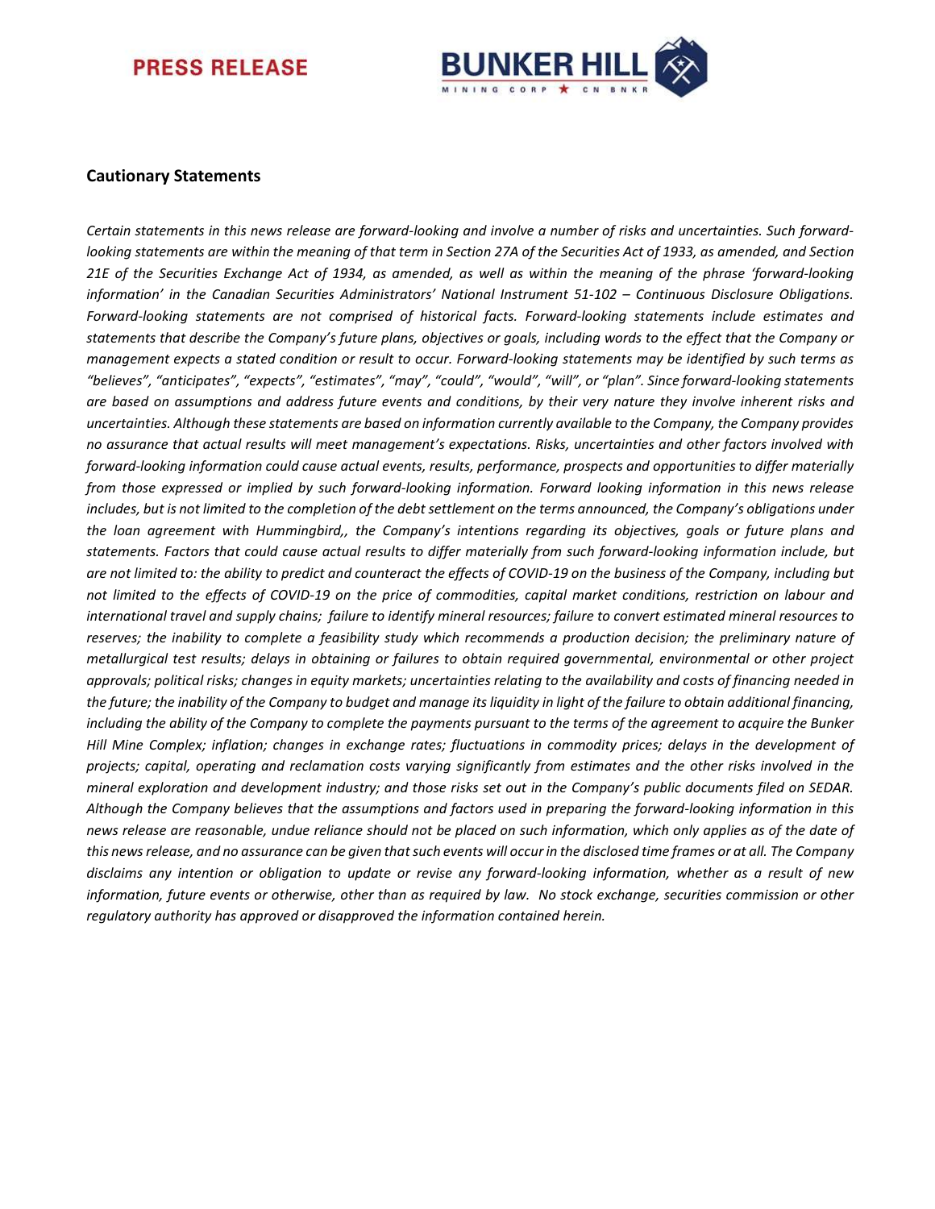## Cautionary Statements

*Certain statements in this news release are forward-looking and involve a number of risks and uncertainties. Such forward-looking statements are within the meaning of that term in Section 27A of the Securities Act of 1933, as amended, and Section 21E of the Securities Exchange Act of 1934, as amended, as well as within the meaning of the phrase 'forward-looking information' in the Canadian Securities Administrators' National Instrument 51-102 – Continuous Disclosure Obligations. Forward-looking statements are not comprised of historical facts. Forward-looking statements include estimates and statements that describe the Company's future plans, objectives or goals, including words to the effect that the Company or management expects a stated condition or result to occur. Forward-looking statements may be identified by such terms as "believes", "anticipates", "expects", "estimates", "may", "could", "would", "will", or "plan". Since forward-looking statements are based on assumptions and address future events and conditions, by their very nature they involve inherent risks and uncertainties. Although these statements are based on information currently available to the Company, the Company provides no assurance that actual results will meet management's expectations. Risks, uncertainties and other factors involved with forward-looking information could cause actual events, results, performance, prospects and opportunities to differ materially from those expressed or implied by such forward-looking information. Forward looking information in this news release includes, but is not limited to the completion of the debt settlement on the terms announced, the Company's obligations under the loan agreement with Hummingbird,, the Company's intentions regarding its objectives, goals or future plans and statements. Factors that could cause actual results to differ materially from such forward-looking information include, but are not limited to: the ability to predict and counteract the effects of COVID-19 on the business of the Company, including but not limited to the effects of COVID-19 on the price of commodities, capital market conditions, restriction on labour and international travel and supply chains; failure to identify mineral resources; failure to convert estimated mineral resources to reserves; the inability to complete a feasibility study which recommends a production decision; the preliminary nature of metallurgical test results; delays in obtaining or failures to obtain required governmental, environmental or other project approvals; political risks; changes in equity markets; uncertainties relating to the availability and costs of financing needed in the future; the inability of the Company to budget and manage its liquidity in light of the failure to obtain additional financing, including the ability of the Company to complete the payments pursuant to the terms of the agreement to acquire the Bunker Hill Mine Complex; inflation; changes in exchange rates; fluctuations in commodity prices; delays in the development of projects; capital, operating and reclamation costs varying significantly from estimates and the other risks involved in the mineral exploration and development industry; and those risks set out in the Company's public documents filed on SEDAR. Although the Company believes that the assumptions and factors used in preparing the forward-looking information in this news release are reasonable, undue reliance should not be placed on such information, which only applies as of the date of this news release, and no assurance can be given that such events will occur in the disclosed time frames or at all. The Company disclaims any intention or obligation to update or revise any forward-looking information, whether as a result of new information, future events or otherwise, other than as required by law. No stock exchange, securities commission or other regulatory authority has approved or disapproved the information contained herein.*